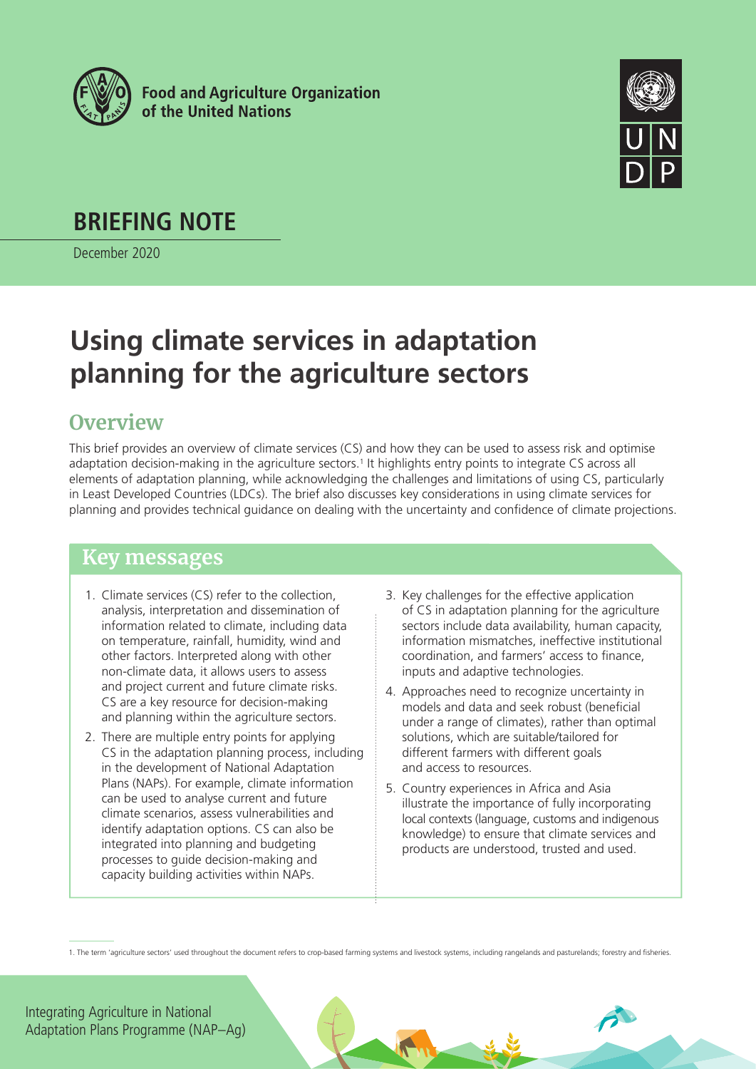Food and Agriculture Organization of the United Nations

UNDP

**BRIEFING NOTE**

December 2020

# Using climate services in adaptation planning for the agriculture sectors

## Overview

This brief provides an overview of climate services (CS) and how they can be used to assess risk and optimise adaptation decision-making in the agriculture sectors.[1] It highlights entry points to integrate CS across all elements of adaptation planning, while acknowledging the challenges and limitations of using CS, particularly in Least Developed Countries (LDCs). The brief also discusses key considerations in using climate services for planning and provides technical guidance on dealing with the uncertainty and confidence of climate projections.

## Key messages

1. Climate services (CS) refer to the collection, analysis, interpretation and dissemination of information related to climate, including data on temperature, rainfall, humidity, wind and other factors. Interpreted along with other non-climate data, it allows users to assess and project current and future climate risks. CS are a key resource for decision-making and planning within the agriculture sectors.
2. There are multiple entry points for applying CS in the adaptation planning process, including in the development of National Adaptation Plans (NAPs). For example, climate information can be used to analyse current and future climate scenarios, assess vulnerabilities and identify adaptation options. CS can also be integrated into planning and budgeting processes to guide decision-making and capacity building activities within NAPs.
3. Key challenges for the effective application of CS in adaptation planning for the agriculture sectors include data availability, human capacity, information mismatches, ineffective institutional coordination, and farmers' access to finance, inputs and adaptive technologies.
4. Approaches need to recognize uncertainty in models and data and seek robust (beneficial under a range of climates), rather than optimal solutions, which are suitable/tailored for different farmers with different goals and access to resources.
5. Country experiences in Africa and Asia illustrate the importance of fully incorporating local contexts (language, customs and indigenous knowledge) to ensure that climate services and products are understood, trusted and used.

1. The term 'agriculture sectors' used throughout the document refers to crop-based farming systems and livestock systems, including rangelands and pasturelands; forestry and fisheries.

Integrating Agriculture in National Adaptation Plans Programme (NAP–Ag)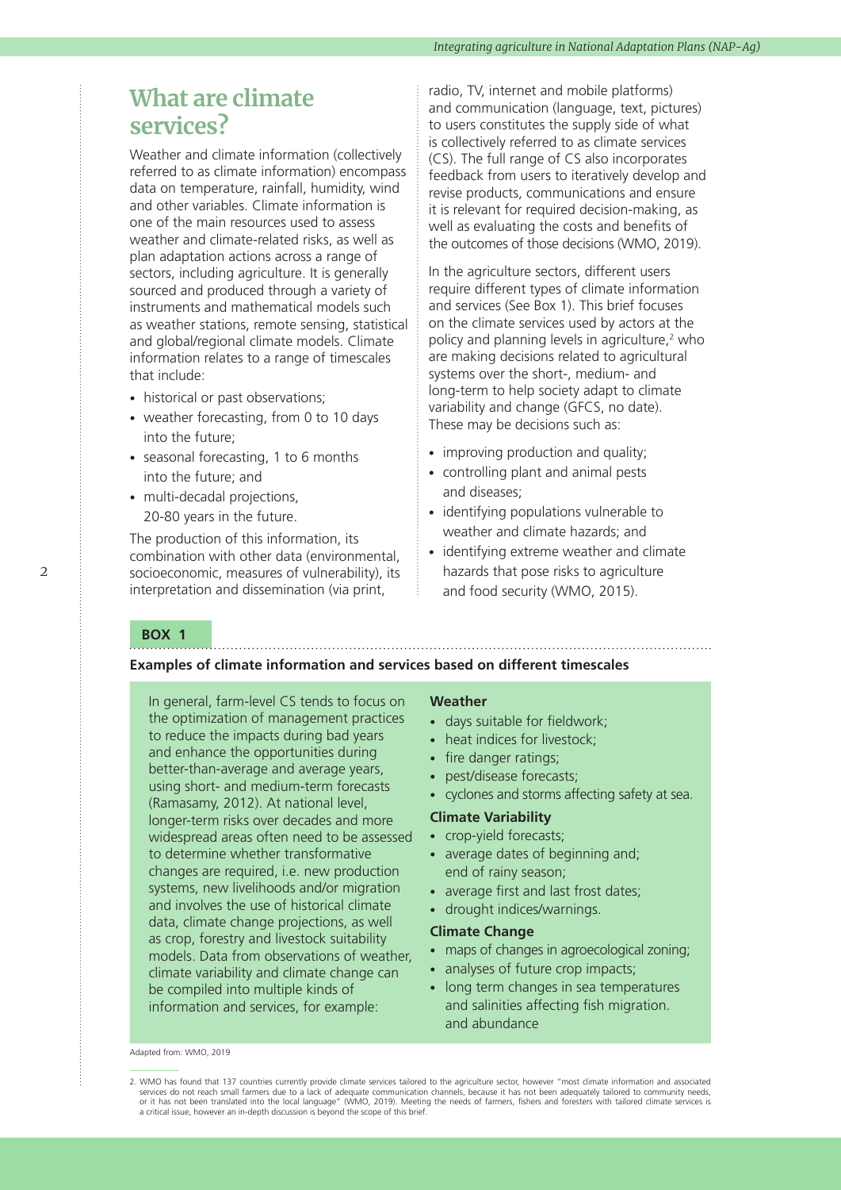## What are climate services?

Weather and climate information (collectively referred to as climate information) encompass data on temperature, rainfall, humidity, wind and other variables. Climate information is one of the main resources used to assess weather and climate-related risks, as well as plan adaptation actions across a range of sectors, including agriculture. It is generally sourced and produced through a variety of instruments and mathematical models such as weather stations, remote sensing, statistical and global/regional climate models. Climate information relates to a range of timescales that include:

- historical or past observations;
- weather forecasting, from 0 to 10 days into the future;
- seasonal forecasting, 1 to 6 months into the future; and
- multi-decadal projections, 20-80 years in the future.

The production of this information, its combination with other data (environmental, socioeconomic, measures of vulnerability), its interpretation and dissemination (via print, radio, TV, internet and mobile platforms) and communication (language, text, pictures) to users constitutes the supply side of what is collectively referred to as climate services (CS). The full range of CS also incorporates feedback from users to iteratively develop and revise products, communications and ensure it is relevant for required decision-making, as well as evaluating the costs and benefits of the outcomes of those decisions (WMO, 2019).

In the agriculture sectors, different users require different types of climate information and services (See Box 1). This brief focuses on the climate services used by actors at the policy and planning levels in agriculture,[2] who are making decisions related to agricultural systems over the short-, medium- and long-term to help society adapt to climate variability and change (GFCS, no date). These may be decisions such as:

- improving production and quality;
- controlling plant and animal pests and diseases;
- identifying populations vulnerable to weather and climate hazards; and
- identifying extreme weather and climate hazards that pose risks to agriculture and food security (WMO, 2015).

**BOX 1**

**Examples of climate information and services based on different timescales**

In general, farm-level CS tends to focus on the optimization of management practices to reduce the impacts during bad years and enhance the opportunities during better-than-average and average years, using short- and medium-term forecasts (Ramasamy, 2012). At national level, longer-term risks over decades and more widespread areas often need to be assessed to determine whether transformative changes are required, i.e. new production systems, new livelihoods and/or migration and involves the use of historical climate data, climate change projections, as well as crop, forestry and livestock suitability models. Data from observations of weather, climate variability and climate change can be compiled into multiple kinds of information and services, for example:

**Weather**

- days suitable for fieldwork;
- heat indices for livestock;
- fire danger ratings;
- pest/disease forecasts;
- cyclones and storms affecting safety at sea.

**Climate Variability**

- crop-yield forecasts;
- average dates of beginning and; end of rainy season;
- average first and last frost dates;
- drought indices/warnings.

**Climate Change**

- maps of changes in agroecological zoning;
- analyses of future crop impacts;
- long term changes in sea temperatures and salinities affecting fish migration. and abundance

Adapted from: WMO, 2019

2. WMO has found that 137 countries currently provide climate services tailored to the agriculture sector, however "most climate information and associated services do not reach small farmers due to a lack of adequate communication channels, because it has not been adequately tailored to community needs, or it has not been translated into the local language" (WMO, 2019). Meeting the needs of farmers, fishers and foresters with tailored climate services is a critical issue, however an in-depth discussion is beyond the scope of this brief.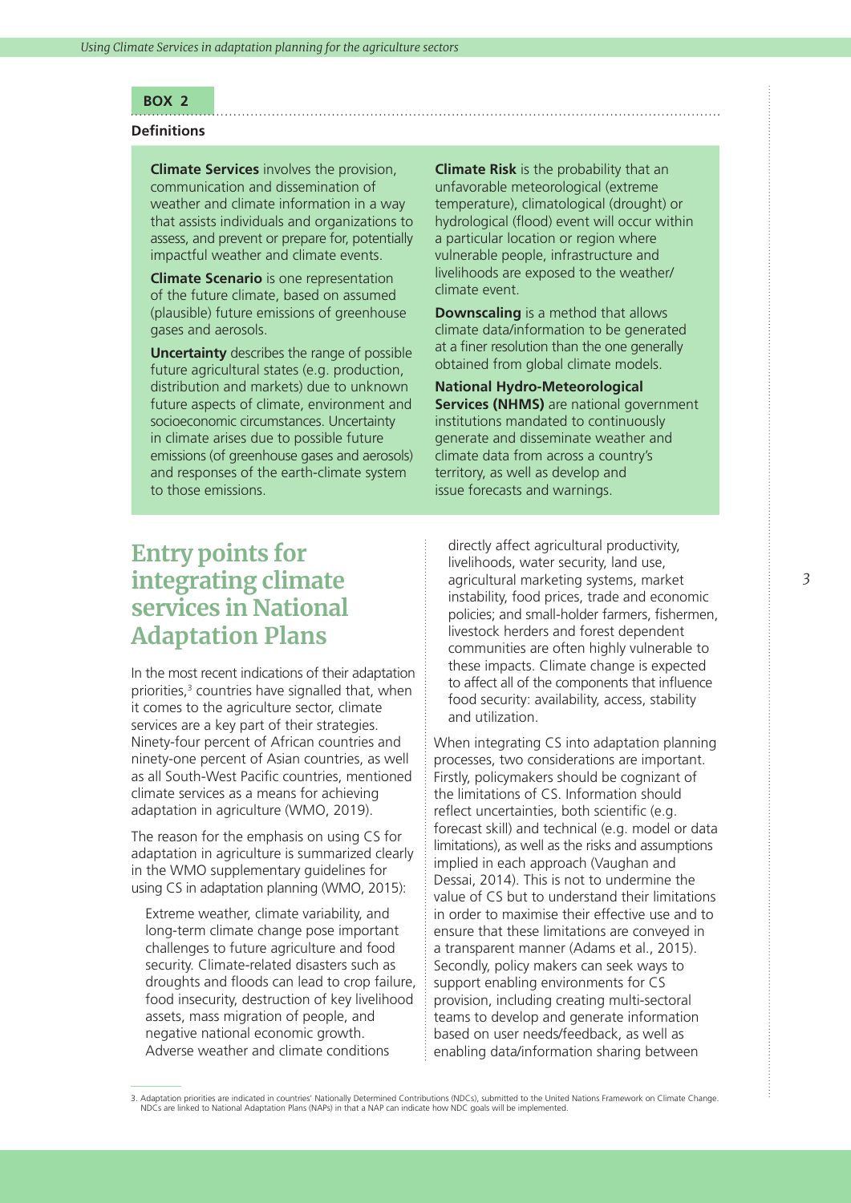**BOX 2**

**Definitions**

**Climate Services** involves the provision, communication and dissemination of weather and climate information in a way that assists individuals and organizations to assess, and prevent or prepare for, potentially impactful weather and climate events.

**Climate Scenario** is one representation of the future climate, based on assumed (plausible) future emissions of greenhouse gases and aerosols.

**Uncertainty** describes the range of possible future agricultural states (e.g. production, distribution and markets) due to unknown future aspects of climate, environment and socioeconomic circumstances. Uncertainty in climate arises due to possible future emissions (of greenhouse gases and aerosols) and responses of the earth-climate system to those emissions.

**Climate Risk** is the probability that an unfavorable meteorological (extreme temperature), climatological (drought) or hydrological (flood) event will occur within a particular location or region where vulnerable people, infrastructure and livelihoods are exposed to the weather/ climate event.

**Downscaling** is a method that allows climate data/information to be generated at a finer resolution than the one generally obtained from global climate models.

**National Hydro-Meteorological Services (NHMS)** are national government institutions mandated to continuously generate and disseminate weather and climate data from across a country's territory, as well as develop and issue forecasts and warnings.

# Entry points for integrating climate services in National Adaptation Plans

In the most recent indications of their adaptation priorities,[3] countries have signalled that, when it comes to the agriculture sector, climate services are a key part of their strategies. Ninety-four percent of African countries and ninety-one percent of Asian countries, as well as all South-West Pacific countries, mentioned climate services as a means for achieving adaptation in agriculture (WMO, 2019).

The reason for the emphasis on using CS for adaptation in agriculture is summarized clearly in the WMO supplementary guidelines for using CS in adaptation planning (WMO, 2015):

> Extreme weather, climate variability, and long-term climate change pose important challenges to future agriculture and food security. Climate-related disasters such as droughts and floods can lead to crop failure, food insecurity, destruction of key livelihood assets, mass migration of people, and negative national economic growth. Adverse weather and climate conditions directly affect agricultural productivity, livelihoods, water security, land use, agricultural marketing systems, market instability, food prices, trade and economic policies; and small-holder farmers, fishermen, livestock herders and forest dependent communities are often highly vulnerable to these impacts. Climate change is expected to affect all of the components that influence food security: availability, access, stability and utilization.

When integrating CS into adaptation planning processes, two considerations are important. Firstly, policymakers should be cognizant of the limitations of CS. Information should reflect uncertainties, both scientific (e.g. forecast skill) and technical (e.g. model or data limitations), as well as the risks and assumptions implied in each approach (Vaughan and Dessai, 2014). This is not to undermine the value of CS but to understand their limitations in order to maximise their effective use and to ensure that these limitations are conveyed in a transparent manner (Adams et al., 2015). Secondly, policy makers can seek ways to support enabling environments for CS provision, including creating multi-sectoral teams to develop and generate information based on user needs/feedback, as well as enabling data/information sharing between

3. Adaptation priorities are indicated in countries' Nationally Determined Contributions (NDCs), submitted to the United Nations Framework on Climate Change. NDCs are linked to National Adaptation Plans (NAPs) in that a NAP can indicate how NDC goals will be implemented.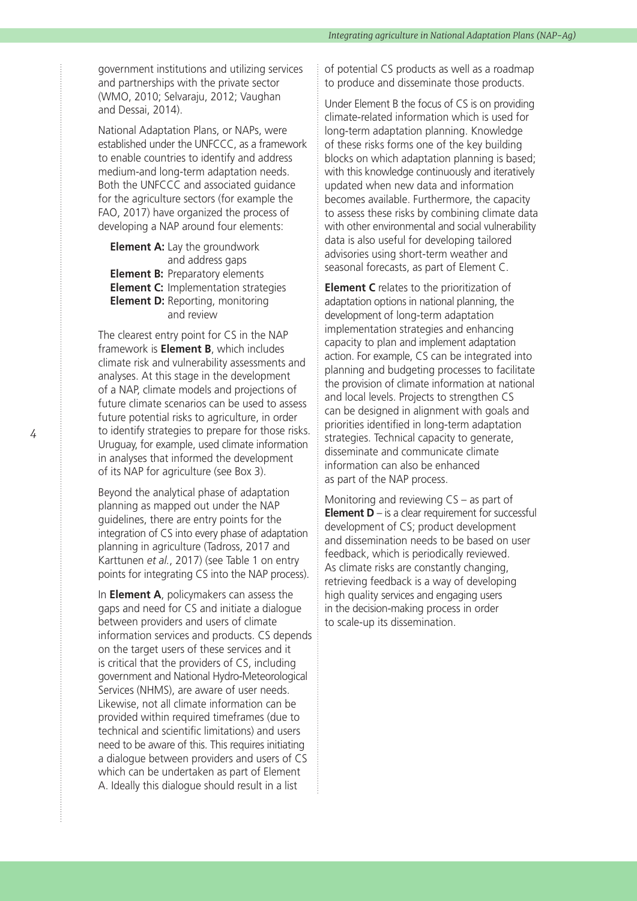government institutions and utilizing services and partnerships with the private sector (WMO, 2010; Selvaraju, 2012; Vaughan and Dessai, 2014).

National Adaptation Plans, or NAPs, were established under the UNFCCC, as a framework to enable countries to identify and address medium-and long-term adaptation needs. Both the UNFCCC and associated guidance for the agriculture sectors (for example the FAO, 2017) have organized the process of developing a NAP around four elements:

- **Element A:** Lay the groundwork and address gaps
- **Element B:** Preparatory elements
- **Element C:** Implementation strategies
- **Element D:** Reporting, monitoring and review

The clearest entry point for CS in the NAP framework is **Element B**, which includes climate risk and vulnerability assessments and analyses. At this stage in the development of a NAP, climate models and projections of future climate scenarios can be used to assess future potential risks to agriculture, in order to identify strategies to prepare for those risks. Uruguay, for example, used climate information in analyses that informed the development of its NAP for agriculture (see Box 3).

Beyond the analytical phase of adaptation planning as mapped out under the NAP guidelines, there are entry points for the integration of CS into every phase of adaptation planning in agriculture (Tadross, 2017 and Karttunen *et al.*, 2017) (see Table 1 on entry points for integrating CS into the NAP process).

In **Element A**, policymakers can assess the gaps and need for CS and initiate a dialogue between providers and users of climate information services and products. CS depends on the target users of these services and it is critical that the providers of CS, including government and National Hydro-Meteorological Services (NHMS), are aware of user needs. Likewise, not all climate information can be provided within required timeframes (due to technical and scientific limitations) and users need to be aware of this. This requires initiating a dialogue between providers and users of CS which can be undertaken as part of Element A. Ideally this dialogue should result in a list of potential CS products as well as a roadmap to produce and disseminate those products.

Under Element B the focus of CS is on providing climate-related information which is used for long-term adaptation planning. Knowledge of these risks forms one of the key building blocks on which adaptation planning is based; with this knowledge continuously and iteratively updated when new data and information becomes available. Furthermore, the capacity to assess these risks by combining climate data with other environmental and social vulnerability data is also useful for developing tailored advisories using short-term weather and seasonal forecasts, as part of Element C.

**Element C** relates to the prioritization of adaptation options in national planning, the development of long-term adaptation implementation strategies and enhancing capacity to plan and implement adaptation action. For example, CS can be integrated into planning and budgeting processes to facilitate the provision of climate information at national and local levels. Projects to strengthen CS can be designed in alignment with goals and priorities identified in long-term adaptation strategies. Technical capacity to generate, disseminate and communicate climate information can also be enhanced as part of the NAP process.

Monitoring and reviewing CS – as part of **Element D** – is a clear requirement for successful development of CS; product development and dissemination needs to be based on user feedback, which is periodically reviewed. As climate risks are constantly changing, retrieving feedback is a way of developing high quality services and engaging users in the decision-making process in order to scale-up its dissemination.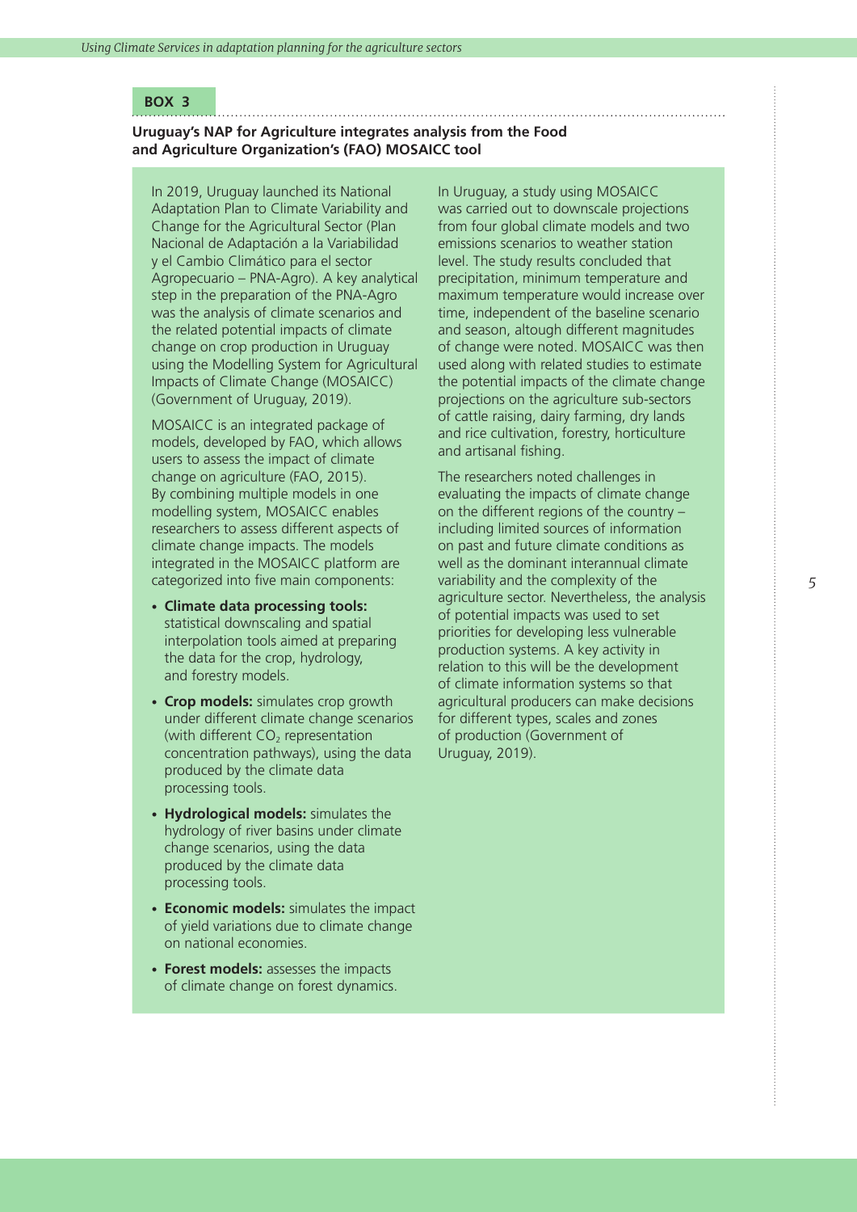**BOX 3**

**Uruguay's NAP for Agriculture integrates analysis from the Food and Agriculture Organization's (FAO) MOSAICC tool**

In 2019, Uruguay launched its National Adaptation Plan to Climate Variability and Change for the Agricultural Sector (Plan Nacional de Adaptación a la Variabilidad y el Cambio Climático para el sector Agropecuario – PNA-Agro). A key analytical step in the preparation of the PNA-Agro was the analysis of climate scenarios and the related potential impacts of climate change on crop production in Uruguay using the Modelling System for Agricultural Impacts of Climate Change (MOSAICC) (Government of Uruguay, 2019).

MOSAICC is an integrated package of models, developed by FAO, which allows users to assess the impact of climate change on agriculture (FAO, 2015). By combining multiple models in one modelling system, MOSAICC enables researchers to assess different aspects of climate change impacts. The models integrated in the MOSAICC platform are categorized into five main components:

- **Climate data processing tools:** statistical downscaling and spatial interpolation tools aimed at preparing the data for the crop, hydrology, and forestry models.
- **Crop models:** simulates crop growth under different climate change scenarios (with different $CO_2$ representation concentration pathways), using the data produced by the climate data processing tools.
- **Hydrological models:** simulates the hydrology of river basins under climate change scenarios, using the data produced by the climate data processing tools.
- **Economic models:** simulates the impact of yield variations due to climate change on national economies.
- **Forest models:** assesses the impacts of climate change on forest dynamics.

In Uruguay, a study using MOSAICC was carried out to downscale projections from four global climate models and two emissions scenarios to weather station level. The study results concluded that precipitation, minimum temperature and maximum temperature would increase over time, independent of the baseline scenario and season, altough different magnitudes of change were noted. MOSAICC was then used along with related studies to estimate the potential impacts of the climate change projections on the agriculture sub-sectors of cattle raising, dairy farming, dry lands and rice cultivation, forestry, horticulture and artisanal fishing.

The researchers noted challenges in evaluating the impacts of climate change on the different regions of the country – including limited sources of information on past and future climate conditions as well as the dominant interannual climate variability and the complexity of the agriculture sector. Nevertheless, the analysis of potential impacts was used to set priorities for developing less vulnerable production systems. A key activity in relation to this will be the development of climate information systems so that agricultural producers can make decisions for different types, scales and zones of production (Government of Uruguay, 2019).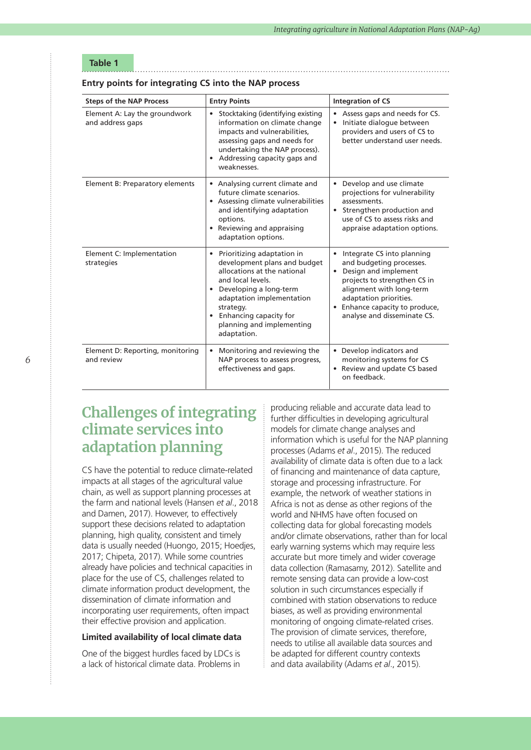**Table 1**

**Entry points for integrating CS into the NAP process**

| Steps of the NAP Process | Entry Points | Integration of CS |
|---|---|---|
| Element A: Lay the groundwork and address gaps | • Stocktaking (identifying existing information on climate change impacts and vulnerabilities, assessing gaps and needs for undertaking the NAP process).<br>• Addressing capacity gaps and weaknesses. | • Assess gaps and needs for CS.<br>• Initiate dialogue between providers and users of CS to better understand user needs. |
| Element B: Preparatory elements | • Analysing current climate and future climate scenarios.<br>• Assessing climate vulnerabilities and identifying adaptation options.<br>• Reviewing and appraising adaptation options. | • Develop and use climate projections for vulnerability assessments.<br>• Strengthen production and use of CS to assess risks and appraise adaptation options. |
| Element C: Implementation strategies | • Prioritizing adaptation in development plans and budget allocations at the national and local levels.<br>• Developing a long-term adaptation implementation strategy.<br>• Enhancing capacity for planning and implementing adaptation. | • Integrate CS into planning and budgeting processes.<br>• Design and implement projects to strengthen CS in alignment with long-term adaptation priorities.<br>• Enhance capacity to produce, analyse and disseminate CS. |
| Element D: Reporting, monitoring and review | • Monitoring and reviewing the NAP process to assess progress, effectiveness and gaps. | • Develop indicators and monitoring systems for CS<br>• Review and update CS based on feedback. |

## Challenges of integrating climate services into adaptation planning

CS have the potential to reduce climate-related impacts at all stages of the agricultural value chain, as well as support planning processes at the farm and national levels (Hansen *et al*., 2018 and Damen, 2017). However, to effectively support these decisions related to adaptation planning, high quality, consistent and timely data is usually needed (Huongo, 2015; Hoedjes, 2017; Chipeta, 2017). While some countries already have policies and technical capacities in place for the use of CS, challenges related to climate information product development, the dissemination of climate information and incorporating user requirements, often impact their effective provision and application.

### Limited availability of local climate data

One of the biggest hurdles faced by LDCs is a lack of historical climate data. Problems in producing reliable and accurate data lead to further difficulties in developing agricultural models for climate change analyses and information which is useful for the NAP planning processes (Adams *et al*., 2015). The reduced availability of climate data is often due to a lack of financing and maintenance of data capture, storage and processing infrastructure. For example, the network of weather stations in Africa is not as dense as other regions of the world and NHMS have often focused on collecting data for global forecasting models and/or climate observations, rather than for local early warning systems which may require less accurate but more timely and wider coverage data collection (Ramasamy, 2012). Satellite and remote sensing data can provide a low-cost solution in such circumstances especially if combined with station observations to reduce biases, as well as providing environmental monitoring of ongoing climate-related crises. The provision of climate services, therefore, needs to utilise all available data sources and be adapted for different country contexts and data availability (Adams *et al*., 2015).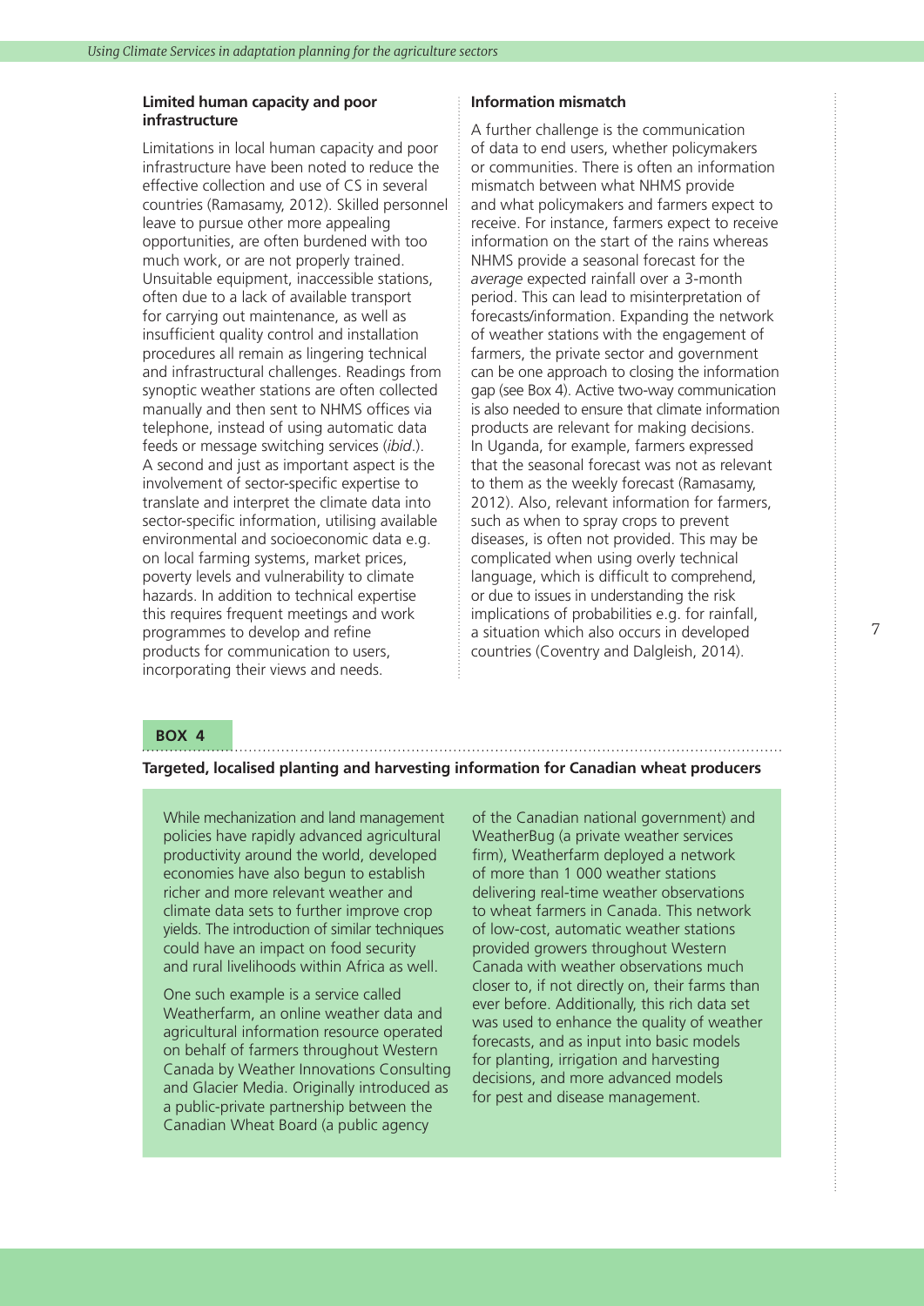### Limited human capacity and poor infrastructure

Limitations in local human capacity and poor infrastructure have been noted to reduce the effective collection and use of CS in several countries (Ramasamy, 2012). Skilled personnel leave to pursue other more appealing opportunities, are often burdened with too much work, or are not properly trained. Unsuitable equipment, inaccessible stations, often due to a lack of available transport for carrying out maintenance, as well as insufficient quality control and installation procedures all remain as lingering technical and infrastructural challenges. Readings from synoptic weather stations are often collected manually and then sent to NHMS offices via telephone, instead of using automatic data feeds or message switching services (*ibid*.). A second and just as important aspect is the involvement of sector-specific expertise to translate and interpret the climate data into sector-specific information, utilising available environmental and socioeconomic data e.g. on local farming systems, market prices, poverty levels and vulnerability to climate hazards. In addition to technical expertise this requires frequent meetings and work programmes to develop and refine products for communication to users, incorporating their views and needs.

### Information mismatch

A further challenge is the communication of data to end users, whether policymakers or communities. There is often an information mismatch between what NHMS provide and what policymakers and farmers expect to receive. For instance, farmers expect to receive information on the start of the rains whereas NHMS provide a seasonal forecast for the *average* expected rainfall over a 3-month period. This can lead to misinterpretation of forecasts/information. Expanding the network of weather stations with the engagement of farmers, the private sector and government can be one approach to closing the information gap (see Box 4). Active two-way communication is also needed to ensure that climate information products are relevant for making decisions. In Uganda, for example, farmers expressed that the seasonal forecast was not as relevant to them as the weekly forecast (Ramasamy, 2012). Also, relevant information for farmers, such as when to spray crops to prevent diseases, is often not provided. This may be complicated when using overly technical language, which is difficult to comprehend, or due to issues in understanding the risk implications of probabilities e.g. for rainfall, a situation which also occurs in developed countries (Coventry and Dalgleish, 2014).

**BOX 4**

**Targeted, localised planting and harvesting information for Canadian wheat producers**

While mechanization and land management policies have rapidly advanced agricultural productivity around the world, developed economies have also begun to establish richer and more relevant weather and climate data sets to further improve crop yields. The introduction of similar techniques could have an impact on food security and rural livelihoods within Africa as well.

One such example is a service called Weatherfarm, an online weather data and agricultural information resource operated on behalf of farmers throughout Western Canada by Weather Innovations Consulting and Glacier Media. Originally introduced as a public-private partnership between the Canadian Wheat Board (a public agency of the Canadian national government) and WeatherBug (a private weather services firm), Weatherfarm deployed a network of more than 1 000 weather stations delivering real-time weather observations to wheat farmers in Canada. This network of low-cost, automatic weather stations provided growers throughout Western Canada with weather observations much closer to, if not directly on, their farms than ever before. Additionally, this rich data set was used to enhance the quality of weather forecasts, and as input into basic models for planting, irrigation and harvesting decisions, and more advanced models for pest and disease management.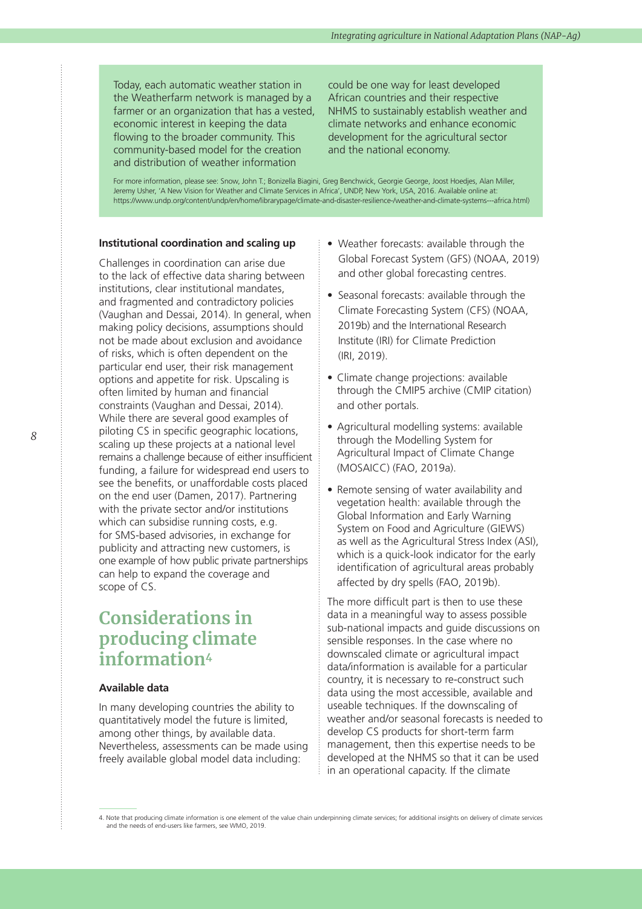Today, each automatic weather station in the Weatherfarm network is managed by a farmer or an organization that has a vested, economic interest in keeping the data flowing to the broader community. This community-based model for the creation and distribution of weather information could be one way for least developed African countries and their respective NHMS to sustainably establish weather and climate networks and enhance economic development for the agricultural sector and the national economy.

For more information, please see: Snow, John T.; Bonizella Biagini, Greg Benchwick, Georgie George, Joost Hoedjes, Alan Miller, Jeremy Usher, 'A New Vision for Weather and Climate Services in Africa', UNDP, New York, USA, 2016. Available online at: https://www.undp.org/content/undp/en/home/librarypage/climate-and-disaster-resilience-/weather-and-climate-systems---africa.html)

### Institutional coordination and scaling up

Challenges in coordination can arise due to the lack of effective data sharing between institutions, clear institutional mandates, and fragmented and contradictory policies (Vaughan and Dessai, 2014). In general, when making policy decisions, assumptions should not be made about exclusion and avoidance of risks, which is often dependent on the particular end user, their risk management options and appetite for risk. Upscaling is often limited by human and financial constraints (Vaughan and Dessai, 2014). While there are several good examples of piloting CS in specific geographic locations, scaling up these projects at a national level remains a challenge because of either insufficient funding, a failure for widespread end users to see the benefits, or unaffordable costs placed on the end user (Damen, 2017). Partnering with the private sector and/or institutions which can subsidise running costs, e.g. for SMS-based advisories, in exchange for publicity and attracting new customers, is one example of how public private partnerships can help to expand the coverage and scope of CS.

## Considerations in producing climate information[4]

### Available data

In many developing countries the ability to quantitatively model the future is limited, among other things, by available data. Nevertheless, assessments can be made using freely available global model data including:

- Weather forecasts: available through the Global Forecast System (GFS) (NOAA, 2019) and other global forecasting centres.
- Seasonal forecasts: available through the Climate Forecasting System (CFS) (NOAA, 2019b) and the International Research Institute (IRI) for Climate Prediction (IRI, 2019).
- Climate change projections: available through the CMIP5 archive (CMIP citation) and other portals.
- Agricultural modelling systems: available through the Modelling System for Agricultural Impact of Climate Change (MOSAICC) (FAO, 2019a).
- Remote sensing of water availability and vegetation health: available through the Global Information and Early Warning System on Food and Agriculture (GIEWS) as well as the Agricultural Stress Index (ASI), which is a quick-look indicator for the early identification of agricultural areas probably affected by dry spells (FAO, 2019b).

The more difficult part is then to use these data in a meaningful way to assess possible sub-national impacts and guide discussions on sensible responses. In the case where no downscaled climate or agricultural impact data/information is available for a particular country, it is necessary to re-construct such data using the most accessible, available and useable techniques. If the downscaling of weather and/or seasonal forecasts is needed to develop CS products for short-term farm management, then this expertise needs to be developed at the NHMS so that it can be used in an operational capacity. If the climate

4. Note that producing climate information is one element of the value chain underpinning climate services; for additional insights on delivery of climate services and the needs of end-users like farmers, see WMO, 2019.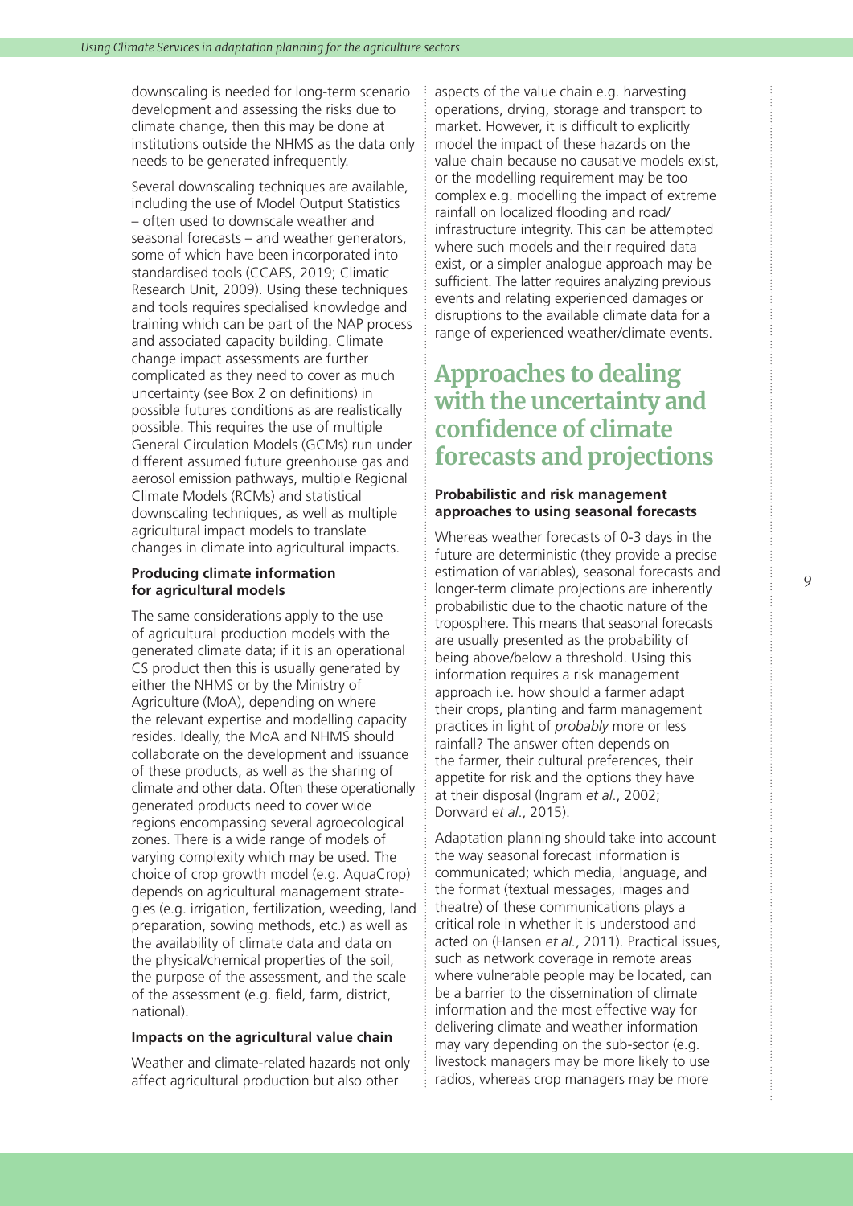downscaling is needed for long-term scenario development and assessing the risks due to climate change, then this may be done at institutions outside the NHMS as the data only needs to be generated infrequently.

Several downscaling techniques are available, including the use of Model Output Statistics – often used to downscale weather and seasonal forecasts – and weather generators, some of which have been incorporated into standardised tools (CCAFS, 2019; Climatic Research Unit, 2009). Using these techniques and tools requires specialised knowledge and training which can be part of the NAP process and associated capacity building. Climate change impact assessments are further complicated as they need to cover as much uncertainty (see Box 2 on definitions) in possible futures conditions as are realistically possible. This requires the use of multiple General Circulation Models (GCMs) run under different assumed future greenhouse gas and aerosol emission pathways, multiple Regional Climate Models (RCMs) and statistical downscaling techniques, as well as multiple agricultural impact models to translate changes in climate into agricultural impacts.

**Producing climate information for agricultural models**

The same considerations apply to the use of agricultural production models with the generated climate data; if it is an operational CS product then this is usually generated by either the NHMS or by the Ministry of Agriculture (MoA), depending on where the relevant expertise and modelling capacity resides. Ideally, the MoA and NHMS should collaborate on the development and issuance of these products, as well as the sharing of climate and other data. Often these operationally generated products need to cover wide regions encompassing several agroecological zones. There is a wide range of models of varying complexity which may be used. The choice of crop growth model (e.g. AquaCrop) depends on agricultural management strategies (e.g. irrigation, fertilization, weeding, land preparation, sowing methods, etc.) as well as the availability of climate data and data on the physical/chemical properties of the soil, the purpose of the assessment, and the scale of the assessment (e.g. field, farm, district, national).

**Impacts on the agricultural value chain**

Weather and climate-related hazards not only affect agricultural production but also other aspects of the value chain e.g. harvesting operations, drying, storage and transport to market. However, it is difficult to explicitly model the impact of these hazards on the value chain because no causative models exist, or the modelling requirement may be too complex e.g. modelling the impact of extreme rainfall on localized flooding and road/infrastructure integrity. This can be attempted where such models and their required data exist, or a simpler analogue approach may be sufficient. The latter requires analyzing previous events and relating experienced damages or disruptions to the available climate data for a range of experienced weather/climate events.

## Approaches to dealing with the uncertainty and confidence of climate forecasts and projections

**Probabilistic and risk management approaches to using seasonal forecasts**

Whereas weather forecasts of 0-3 days in the future are deterministic (they provide a precise estimation of variables), seasonal forecasts and longer-term climate projections are inherently probabilistic due to the chaotic nature of the troposphere. This means that seasonal forecasts are usually presented as the probability of being above/below a threshold. Using this information requires a risk management approach i.e. how should a farmer adapt their crops, planting and farm management practices in light of *probably* more or less rainfall? The answer often depends on the farmer, their cultural preferences, their appetite for risk and the options they have at their disposal (Ingram *et al*., 2002; Dorward *et al*., 2015).

Adaptation planning should take into account the way seasonal forecast information is communicated; which media, language, and the format (textual messages, images and theatre) of these communications plays a critical role in whether it is understood and acted on (Hansen *et al.*, 2011). Practical issues, such as network coverage in remote areas where vulnerable people may be located, can be a barrier to the dissemination of climate information and the most effective way for delivering climate and weather information may vary depending on the sub-sector (e.g. livestock managers may be more likely to use radios, whereas crop managers may be more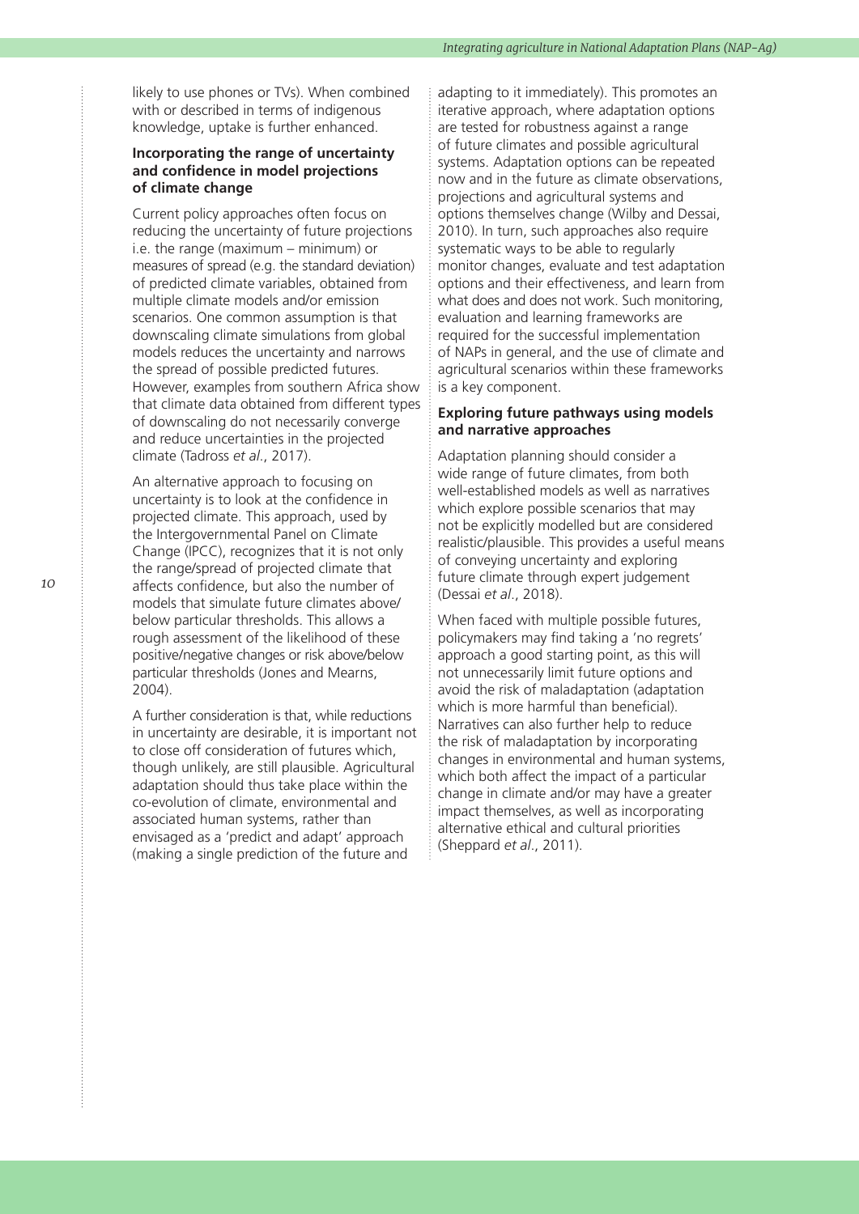likely to use phones or TVs). When combined with or described in terms of indigenous knowledge, uptake is further enhanced.

### Incorporating the range of uncertainty and confidence in model projections of climate change

Current policy approaches often focus on reducing the uncertainty of future projections i.e. the range (maximum – minimum) or measures of spread (e.g. the standard deviation) of predicted climate variables, obtained from multiple climate models and/or emission scenarios. One common assumption is that downscaling climate simulations from global models reduces the uncertainty and narrows the spread of possible predicted futures. However, examples from southern Africa show that climate data obtained from different types of downscaling do not necessarily converge and reduce uncertainties in the projected climate (Tadross *et al*., 2017).

An alternative approach to focusing on uncertainty is to look at the confidence in projected climate. This approach, used by the Intergovernmental Panel on Climate Change (IPCC), recognizes that it is not only the range/spread of projected climate that affects confidence, but also the number of models that simulate future climates above/below particular thresholds. This allows a rough assessment of the likelihood of these positive/negative changes or risk above/below particular thresholds (Jones and Mearns, 2004).

A further consideration is that, while reductions in uncertainty are desirable, it is important not to close off consideration of futures which, though unlikely, are still plausible. Agricultural adaptation should thus take place within the co-evolution of climate, environmental and associated human systems, rather than envisaged as a 'predict and adapt' approach (making a single prediction of the future and adapting to it immediately). This promotes an iterative approach, where adaptation options are tested for robustness against a range of future climates and possible agricultural systems. Adaptation options can be repeated now and in the future as climate observations, projections and agricultural systems and options themselves change (Wilby and Dessai, 2010). In turn, such approaches also require systematic ways to be able to regularly monitor changes, evaluate and test adaptation options and their effectiveness, and learn from what does and does not work. Such monitoring, evaluation and learning frameworks are required for the successful implementation of NAPs in general, and the use of climate and agricultural scenarios within these frameworks is a key component.

### Exploring future pathways using models and narrative approaches

Adaptation planning should consider a wide range of future climates, from both well-established models as well as narratives which explore possible scenarios that may not be explicitly modelled but are considered realistic/plausible. This provides a useful means of conveying uncertainty and exploring future climate through expert judgement (Dessai *et al*., 2018).

When faced with multiple possible futures, policymakers may find taking a 'no regrets' approach a good starting point, as this will not unnecessarily limit future options and avoid the risk of maladaptation (adaptation which is more harmful than beneficial). Narratives can also further help to reduce the risk of maladaptation by incorporating changes in environmental and human systems, which both affect the impact of a particular change in climate and/or may have a greater impact themselves, as well as incorporating alternative ethical and cultural priorities (Sheppard *et al*., 2011).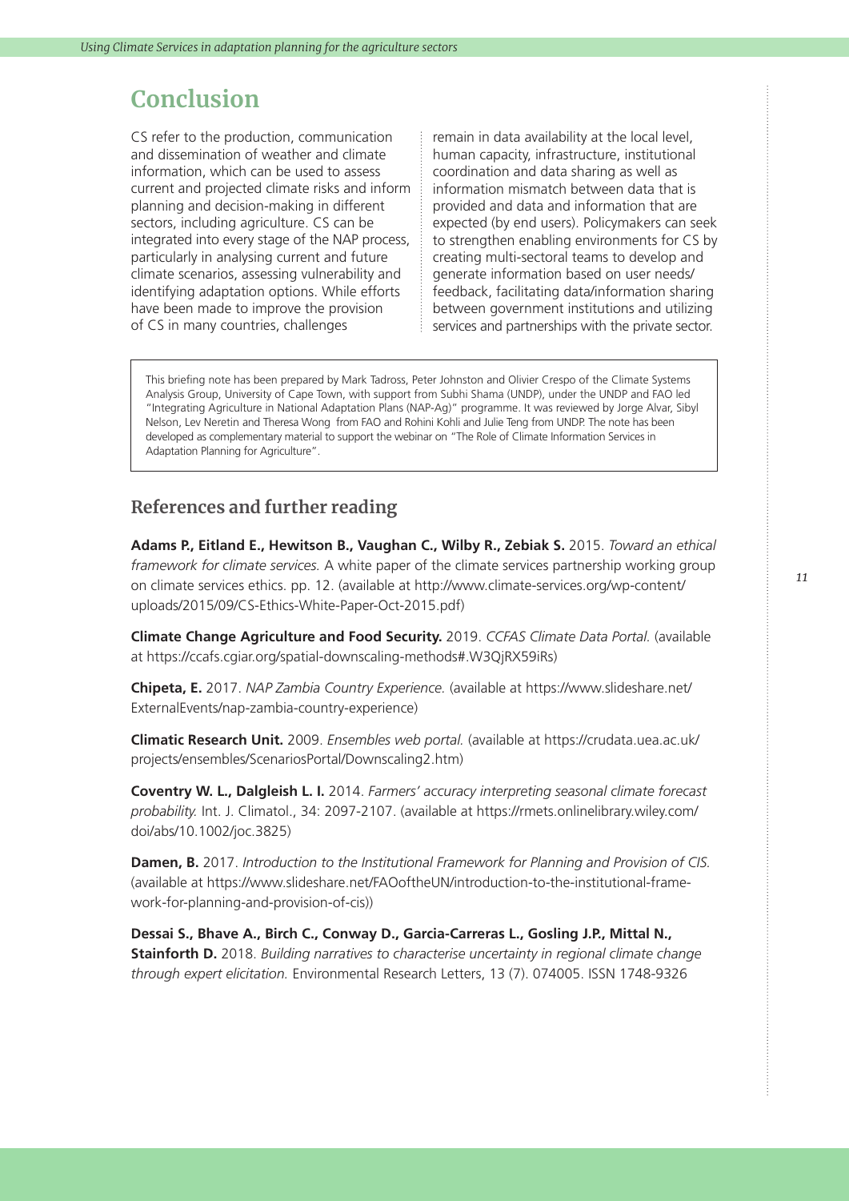## Conclusion

CS refer to the production, communication and dissemination of weather and climate information, which can be used to assess current and projected climate risks and inform planning and decision-making in different sectors, including agriculture. CS can be integrated into every stage of the NAP process, particularly in analysing current and future climate scenarios, assessing vulnerability and identifying adaptation options. While efforts have been made to improve the provision of CS in many countries, challenges remain in data availability at the local level, human capacity, infrastructure, institutional coordination and data sharing as well as information mismatch between data that is provided and data and information that are expected (by end users). Policymakers can seek to strengthen enabling environments for CS by creating multi-sectoral teams to develop and generate information based on user needs/feedback, facilitating data/information sharing between government institutions and utilizing services and partnerships with the private sector.

This briefing note has been prepared by Mark Tadross, Peter Johnston and Olivier Crespo of the Climate Systems Analysis Group, University of Cape Town, with support from Subhi Shama (UNDP), under the UNDP and FAO led "Integrating Agriculture in National Adaptation Plans (NAP-Ag)" programme. It was reviewed by Jorge Alvar, Sibyl Nelson, Lev Neretin and Theresa Wong from FAO and Rohini Kohli and Julie Teng from UNDP. The note has been developed as complementary material to support the webinar on "The Role of Climate Information Services in Adaptation Planning for Agriculture".

### References and further reading

**Adams P., Eitland E., Hewitson B., Vaughan C., Wilby R., Zebiak S.** 2015. *Toward an ethical framework for climate services.* A white paper of the climate services partnership working group on climate services ethics. pp. 12. (available at http://www.climate-services.org/wp-content/uploads/2015/09/CS-Ethics-White-Paper-Oct-2015.pdf)

**Climate Change Agriculture and Food Security.** 2019. *CCFAS Climate Data Portal.* (available at https://ccafs.cgiar.org/spatial-downscaling-methods#.W3QjRX59iRs)

**Chipeta, E.** 2017. *NAP Zambia Country Experience.* (available at https://www.slideshare.net/ExternalEvents/nap-zambia-country-experience)

**Climatic Research Unit.** 2009. *Ensembles web portal.* (available at https://crudata.uea.ac.uk/projects/ensembles/ScenariosPortal/Downscaling2.htm)

**Coventry W. L., Dalgleish L. I.** 2014. *Farmers' accuracy interpreting seasonal climate forecast probability.* Int. J. Climatol., 34: 2097-2107. (available at https://rmets.onlinelibrary.wiley.com/doi/abs/10.1002/joc.3825)

**Damen, B.** 2017. *Introduction to the Institutional Framework for Planning and Provision of CIS.* (available at https://www.slideshare.net/FAOoftheUN/introduction-to-the-institutional-framework-for-planning-and-provision-of-cis))

**Dessai S., Bhave A., Birch C., Conway D., Garcia-Carreras L., Gosling J.P., Mittal N., Stainforth D.** 2018. *Building narratives to characterise uncertainty in regional climate change through expert elicitation.* Environmental Research Letters, 13 (7). 074005. ISSN 1748-9326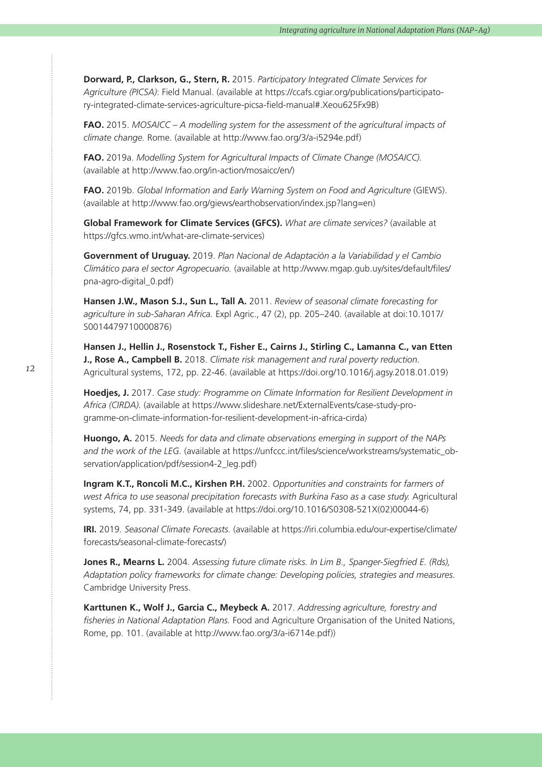**Dorward, P., Clarkson, G., Stern, R.** 2015. *Participatory Integrated Climate Services for Agriculture (PICSA)*: Field Manual. (available at https://ccafs.cgiar.org/publications/participatory-integrated-climate-services-agriculture-picsa-field-manual#.Xeou625Fx9B)

**FAO.** 2015. *MOSAICC – A modelling system for the assessment of the agricultural impacts of climate change.* Rome. (available at http://www.fao.org/3/a-i5294e.pdf)

**FAO.** 2019a. *Modelling System for Agricultural Impacts of Climate Change (MOSAICC).* (available at http://www.fao.org/in-action/mosaicc/en/)

**FAO.** 2019b. *Global Information and Early Warning System on Food and Agriculture* (GIEWS). (available at http://www.fao.org/giews/earthobservation/index.jsp?lang=en)

**Global Framework for Climate Services (GFCS).** *What are climate services?* (available at https://gfcs.wmo.int/what-are-climate-services)

**Government of Uruguay.** 2019. *Plan Nacional de Adaptación a la Variabilidad y el Cambio Climático para el sector Agropecuario.* (available at http://www.mgap.gub.uy/sites/default/files/pna-agro-digital_0.pdf)

**Hansen J.W., Mason S.J., Sun L., Tall A.** 2011. *Review of seasonal climate forecasting for agriculture in sub-Saharan Africa.* Expl Agric., 47 (2), pp. 205–240. (available at doi:10.1017/S0014479710000876)

**Hansen J., Hellin J., Rosenstock T., Fisher E., Cairns J., Stirling C., Lamanna C., van Etten J., Rose A., Campbell B.** 2018. *Climate risk management and rural poverty reduction.* Agricultural systems, 172, pp. 22-46. (available at https://doi.org/10.1016/j.agsy.2018.01.019)

**Hoedjes, J.** 2017. *Case study: Programme on Climate Information for Resilient Development in Africa (CIRDA).* (available at https://www.slideshare.net/ExternalEvents/case-study-programme-on-climate-information-for-resilient-development-in-africa-cirda)

**Huongo, A.** 2015. *Needs for data and climate observations emerging in support of the NAPs and the work of the LEG.* (available at https://unfccc.int/files/science/workstreams/systematic_observation/application/pdf/session4-2_leg.pdf)

**Ingram K.T., Roncoli M.C., Kirshen P.H.** 2002. *Opportunities and constraints for farmers of west Africa to use seasonal precipitation forecasts with Burkina Faso as a case study.* Agricultural systems, 74, pp. 331-349. (available at https://doi.org/10.1016/S0308-521X(02)00044-6)

**IRI.** 2019. *Seasonal Climate Forecasts.* (available at https://iri.columbia.edu/our-expertise/climate/forecasts/seasonal-climate-forecasts/)

**Jones R., Mearns L.** 2004. *Assessing future climate risks. In Lim B., Spanger-Siegfried E. (Rds), Adaptation policy frameworks for climate change: Developing policies, strategies and measures.* Cambridge University Press.

**Karttunen K., Wolf J., Garcia C., Meybeck A.** 2017. *Addressing agriculture, forestry and fisheries in National Adaptation Plans.* Food and Agriculture Organisation of the United Nations, Rome, pp. 101. (available at http://www.fao.org/3/a-i6714e.pdf))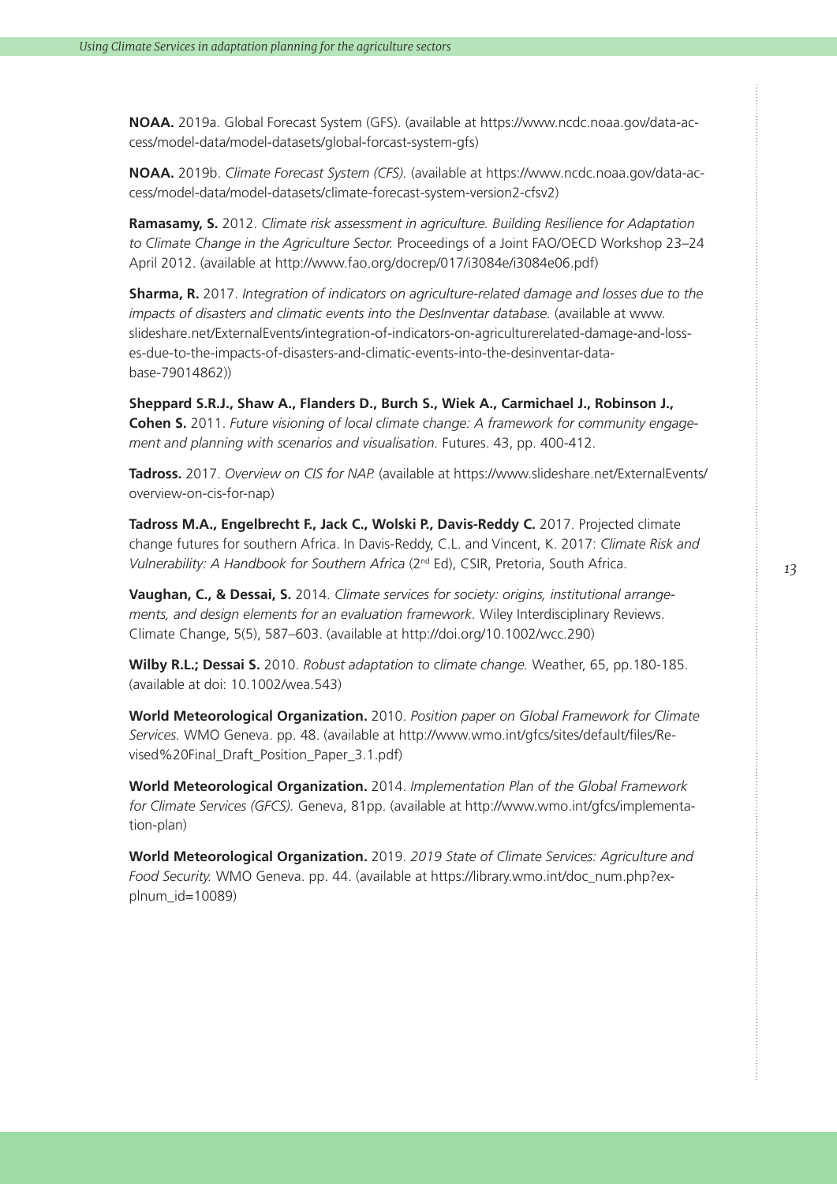**NOAA.** 2019a. Global Forecast System (GFS). (available at https://www.ncdc.noaa.gov/data-access/model-data/model-datasets/global-forcast-system-gfs)

**NOAA.** 2019b. *Climate Forecast System (CFS).* (available at https://www.ncdc.noaa.gov/data-access/model-data/model-datasets/climate-forecast-system-version2-cfsv2)

**Ramasamy, S.** 2012. *Climate risk assessment in agriculture. Building Resilience for Adaptation to Climate Change in the Agriculture Sector.* Proceedings of a Joint FAO/OECD Workshop 23–24 April 2012. (available at http://www.fao.org/docrep/017/i3084e/i3084e06.pdf)

**Sharma, R.** 2017. *Integration of indicators on agriculture-related damage and losses due to the impacts of disasters and climatic events into the DesInventar database.* (available at www.slideshare.net/ExternalEvents/integration-of-indicators-on-agriculturerelated-damage-and-losses-due-to-the-impacts-of-disasters-and-climatic-events-into-the-desinventar-database-79014862))

**Sheppard S.R.J., Shaw A., Flanders D., Burch S., Wiek A., Carmichael J., Robinson J., Cohen S.** 2011. *Future visioning of local climate change: A framework for community engagement and planning with scenarios and visualisation.* Futures. 43, pp. 400-412.

**Tadross.** 2017. *Overview on CIS for NAP.* (available at https://www.slideshare.net/ExternalEvents/overview-on-cis-for-nap)

**Tadross M.A., Engelbrecht F., Jack C., Wolski P., Davis-Reddy C.** 2017. Projected climate change futures for southern Africa. In Davis-Reddy, C.L. and Vincent, K. 2017: *Climate Risk and Vulnerability: A Handbook for Southern Africa* (2nd Ed), CSIR, Pretoria, South Africa.

**Vaughan, C., & Dessai, S.** 2014. *Climate services for society: origins, institutional arrangements, and design elements for an evaluation framework.* Wiley Interdisciplinary Reviews. Climate Change, 5(5), 587–603. (available at http://doi.org/10.1002/wcc.290)

**Wilby R.L.; Dessai S.** 2010. *Robust adaptation to climate change.* Weather, 65, pp.180-185. (available at doi: 10.1002/wea.543)

**World Meteorological Organization.** 2010. *Position paper on Global Framework for Climate Services.* WMO Geneva. pp. 48. (available at http://www.wmo.int/gfcs/sites/default/files/Revised%20Final_Draft_Position_Paper_3.1.pdf)

**World Meteorological Organization.** 2014. *Implementation Plan of the Global Framework for Climate Services (GFCS).* Geneva, 81pp. (available at http://www.wmo.int/gfcs/implementation-plan)

**World Meteorological Organization.** 2019. *2019 State of Climate Services: Agriculture and Food Security.* WMO Geneva. pp. 44. (available at https://library.wmo.int/doc_num.php?explnum_id=10089)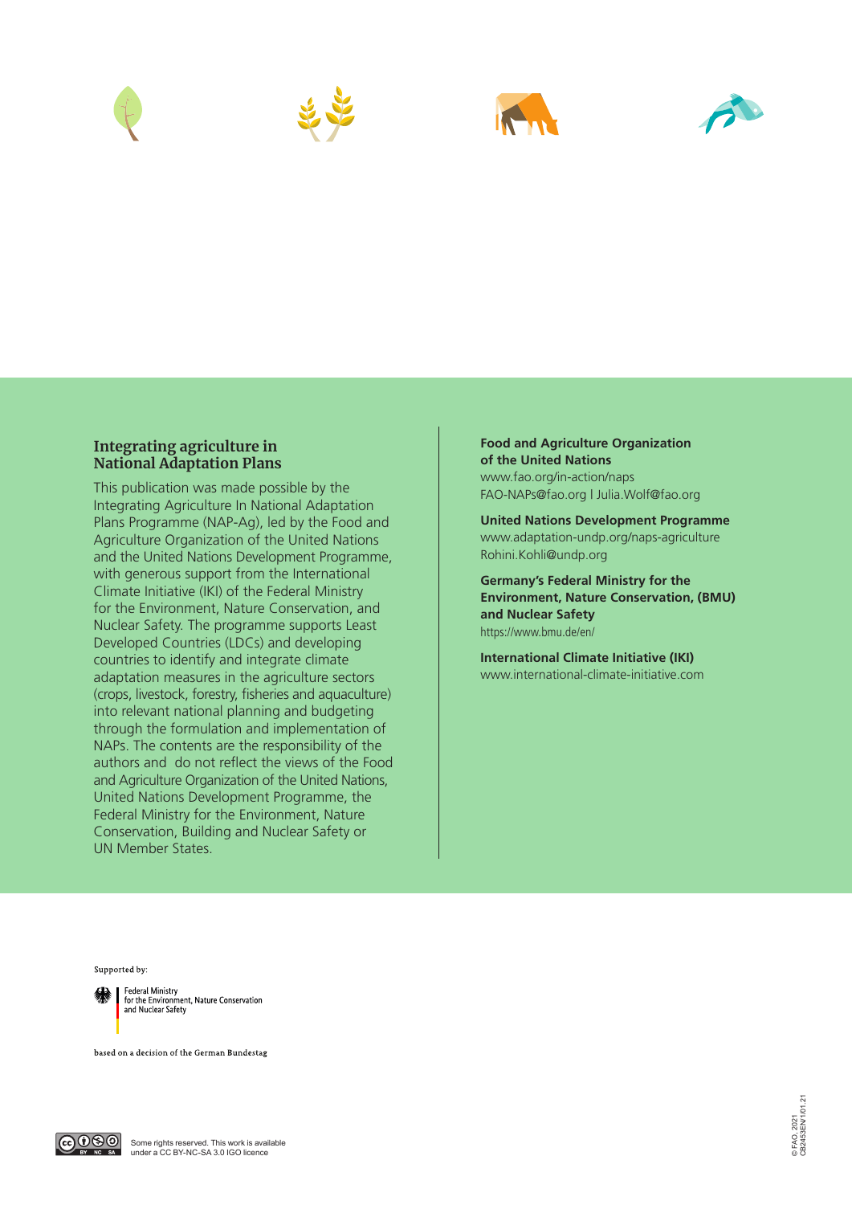## Integrating agriculture in National Adaptation Plans

This publication was made possible by the Integrating Agriculture In National Adaptation Plans Programme (NAP-Ag), led by the Food and Agriculture Organization of the United Nations and the United Nations Development Programme, with generous support from the International Climate Initiative (IKI) of the Federal Ministry for the Environment, Nature Conservation, and Nuclear Safety. The programme supports Least Developed Countries (LDCs) and developing countries to identify and integrate climate adaptation measures in the agriculture sectors (crops, livestock, forestry, fisheries and aquaculture) into relevant national planning and budgeting through the formulation and implementation of NAPs. The contents are the responsibility of the authors and do not reflect the views of the Food and Agriculture Organization of the United Nations, United Nations Development Programme, the Federal Ministry for the Environment, Nature Conservation, Building and Nuclear Safety or UN Member States.

**Food and Agriculture Organization of the United Nations**
www.fao.org/in-action/naps
FAO-NAPs@fao.org I Julia.Wolf@fao.org

**United Nations Development Programme**
www.adaptation-undp.org/naps-agriculture
Rohini.Kohli@undp.org

**Germany's Federal Ministry for the Environment, Nature Conservation, (BMU) and Nuclear Safety**
https://www.bmu.de/en/

**International Climate Initiative (IKI)**
www.international-climate-initiative.com

Supported by:

Federal Ministry for the Environment, Nature Conservation and Nuclear Safety

based on a decision of the German Bundestag

Some rights reserved. This work is available under a CC BY-NC-SA 3.0 IGO licence

© FAO, 2021
CB2453EN/1/01.21